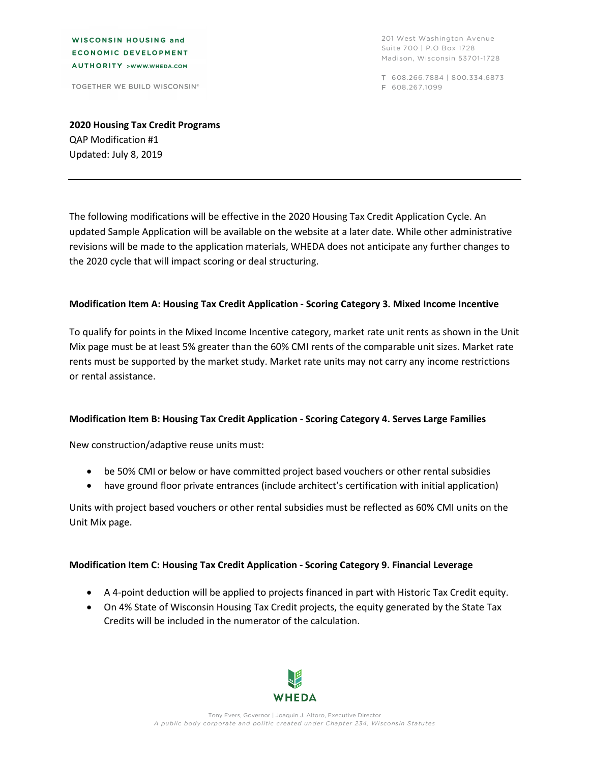WISCONSIN HOUSING and ECONOMIC DEVELOPMENT AUTHORITY >WWW.WHEDA.COM

TOGETHER WE BUILD WISCONSIN®

201 West Washington Avenue
Suite 700 | P.O Box 1728
Madison, Wisconsin 53701-1728

T 608.266.7884 | 800.334.6873
F 608.267.1099

**2020 Housing Tax Credit Programs**
QAP Modification #1
Updated: July 8, 2019

---

The following modifications will be effective in the 2020 Housing Tax Credit Application Cycle. An updated Sample Application will be available on the website at a later date. While other administrative revisions will be made to the application materials, WHEDA does not anticipate any further changes to the 2020 cycle that will impact scoring or deal structuring.

**Modification Item A: Housing Tax Credit Application - Scoring Category 3. Mixed Income Incentive**

To qualify for points in the Mixed Income Incentive category, market rate unit rents as shown in the Unit Mix page must be at least 5% greater than the 60% CMI rents of the comparable unit sizes. Market rate rents must be supported by the market study. Market rate units may not carry any income restrictions or rental assistance.

**Modification Item B: Housing Tax Credit Application - Scoring Category 4. Serves Large Families**

New construction/adaptive reuse units must:

- be 50% CMI or below or have committed project based vouchers or other rental subsidies
- have ground floor private entrances (include architect's certification with initial application)

Units with project based vouchers or other rental subsidies must be reflected as 60% CMI units on the Unit Mix page.

**Modification Item C: Housing Tax Credit Application - Scoring Category 9. Financial Leverage**

- A 4-point deduction will be applied to projects financed in part with Historic Tax Credit equity.
- On 4% State of Wisconsin Housing Tax Credit projects, the equity generated by the State Tax Credits will be included in the numerator of the calculation.

WHEDA

Tony Evers, Governor | Joaquin J. Altoro, Executive Director
*A public body corporate and politic created under Chapter 234, Wisconsin Statutes*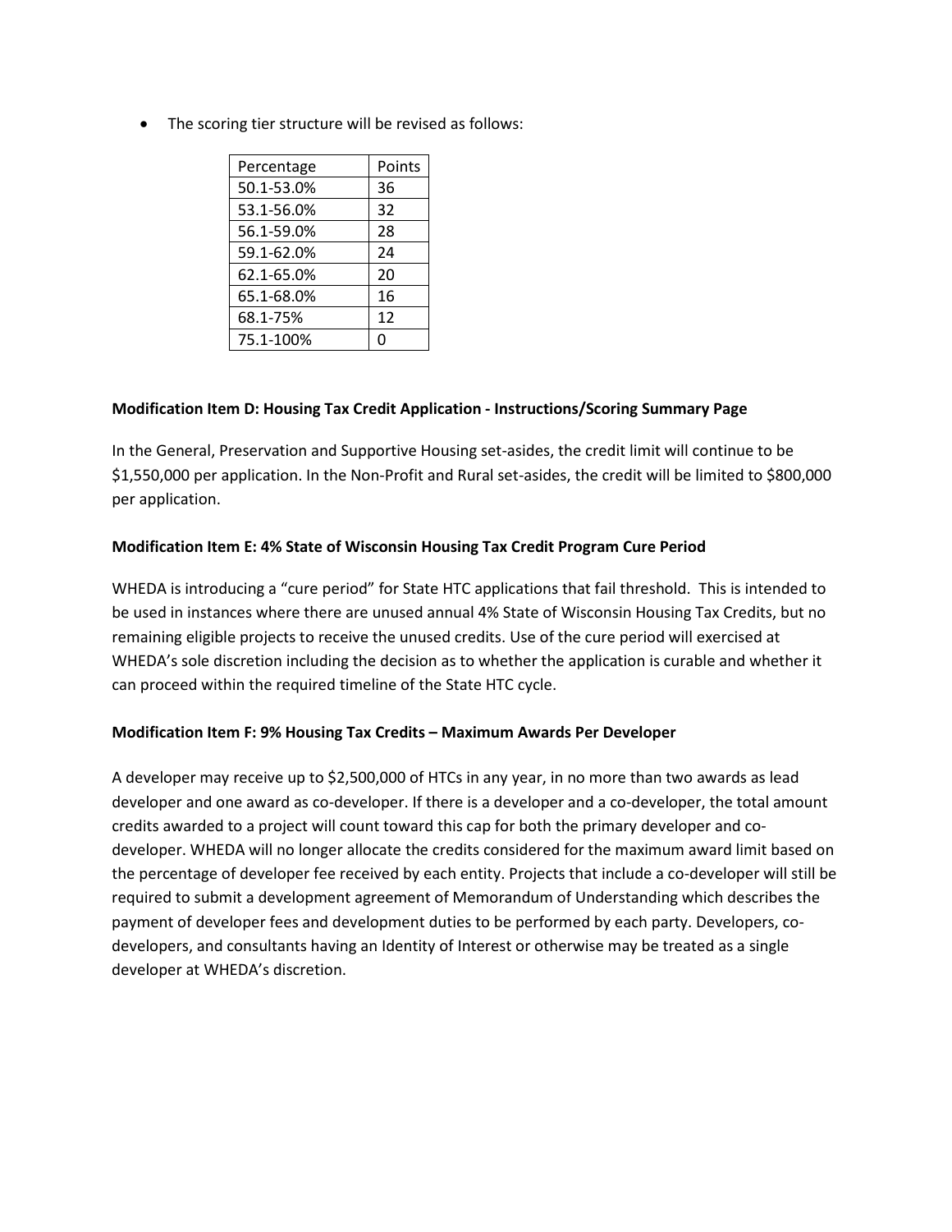- The scoring tier structure will be revised as follows:

| Percentage | Points |
|---|---|
| 50.1-53.0% | 36 |
| 53.1-56.0% | 32 |
| 56.1-59.0% | 28 |
| 59.1-62.0% | 24 |
| 62.1-65.0% | 20 |
| 65.1-68.0% | 16 |
| 68.1-75% | 12 |
| 75.1-100% | 0 |

**Modification Item D: Housing Tax Credit Application - Instructions/Scoring Summary Page**

In the General, Preservation and Supportive Housing set-asides, the credit limit will continue to be $1,550,000 per application. In the Non-Profit and Rural set-asides, the credit will be limited to $800,000 per application.

**Modification Item E: 4% State of Wisconsin Housing Tax Credit Program Cure Period**

WHEDA is introducing a "cure period" for State HTC applications that fail threshold. This is intended to be used in instances where there are unused annual 4% State of Wisconsin Housing Tax Credits, but no remaining eligible projects to receive the unused credits. Use of the cure period will exercised at WHEDA's sole discretion including the decision as to whether the application is curable and whether it can proceed within the required timeline of the State HTC cycle.

**Modification Item F: 9% Housing Tax Credits – Maximum Awards Per Developer**

A developer may receive up to $2,500,000 of HTCs in any year, in no more than two awards as lead developer and one award as co-developer. If there is a developer and a co-developer, the total amount credits awarded to a project will count toward this cap for both the primary developer and co-developer. WHEDA will no longer allocate the credits considered for the maximum award limit based on the percentage of developer fee received by each entity. Projects that include a co-developer will still be required to submit a development agreement of Memorandum of Understanding which describes the payment of developer fees and development duties to be performed by each party. Developers, co-developers, and consultants having an Identity of Interest or otherwise may be treated as a single developer at WHEDA's discretion.